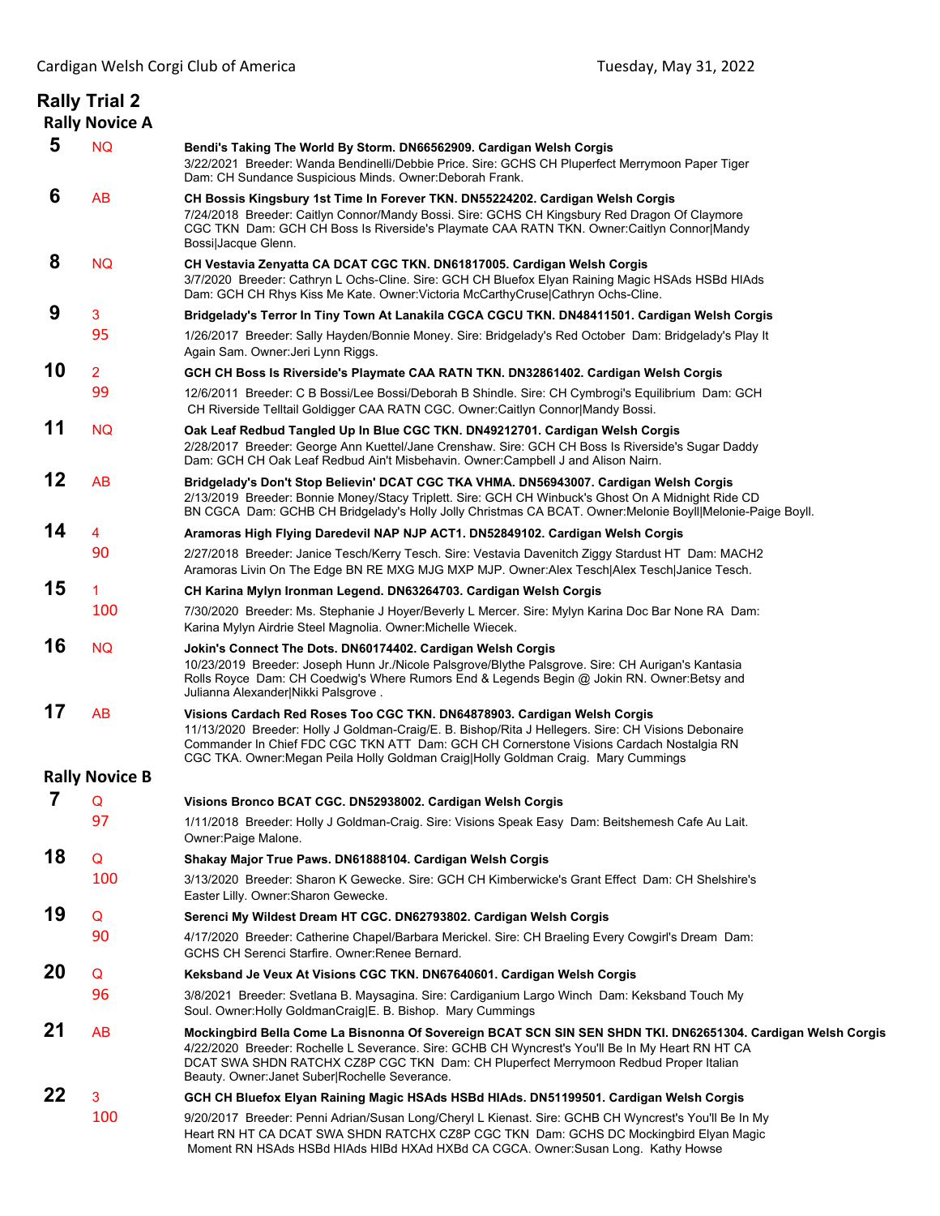Cardigan Welsh Corgi Club of America — Tuesday, May 31, 2022

# Rally Trial 2

## Rally Novice A

**5** NQ **Bendi's Taking The World By Storm. DN66562909. Cardigan Welsh Corgis**
3/22/2021 Breeder: Wanda Bendinelli/Debbie Price. Sire: GCHS CH Pluperfect Merrymoon Paper Tiger Dam: CH Sundance Suspicious Minds. Owner:Deborah Frank.

**6** AB **CH Bossis Kingsbury 1st Time In Forever TKN. DN55224202. Cardigan Welsh Corgis**
7/24/2018 Breeder: Caitlyn Connor/Mandy Bossi. Sire: GCHS CH Kingsbury Red Dragon Of Claymore CGC TKN Dam: GCH CH Boss Is Riverside's Playmate CAA RATN TKN. Owner:Caitlyn Connor|Mandy Bossi|Jacque Glenn.

**8** NQ **CH Vestavia Zenyatta CA DCAT CGC TKN. DN61817005. Cardigan Welsh Corgis**
3/7/2020 Breeder: Cathryn L Ochs-Cline. Sire: GCH CH Bluefox Elyan Raining Magic HSAds HSBd HIAds Dam: GCH CH Rhys Kiss Me Kate. Owner:Victoria McCarthyCruse|Cathryn Ochs-Cline.

**9** 3 95 **Bridgelady's Terror In Tiny Town At Lanakila CGCA CGCU TKN. DN48411501. Cardigan Welsh Corgis**
1/26/2017 Breeder: Sally Hayden/Bonnie Money. Sire: Bridgelady's Red October Dam: Bridgelady's Play It Again Sam. Owner:Jeri Lynn Riggs.

**10** 2 99 **GCH CH Boss Is Riverside's Playmate CAA RATN TKN. DN32861402. Cardigan Welsh Corgis**
12/6/2011 Breeder: C B Bossi/Lee Bossi/Deborah B Shindle. Sire: CH Cymbrogi's Equilibrium Dam: GCH CH Riverside Telltail Goldigger CAA RATN CGC. Owner:Caitlyn Connor|Mandy Bossi.

**11** NQ **Oak Leaf Redbud Tangled Up In Blue CGC TKN. DN49212701. Cardigan Welsh Corgis**
2/28/2017 Breeder: George Ann Kuettel/Jane Crenshaw. Sire: GCH CH Boss Is Riverside's Sugar Daddy Dam: GCH CH Oak Leaf Redbud Ain't Misbehavin. Owner:Campbell J and Alison Nairn.

**12** AB **Bridgelady's Don't Stop Believin' DCAT CGC TKA VHMA. DN56943007. Cardigan Welsh Corgis**
2/13/2019 Breeder: Bonnie Money/Stacy Triplett. Sire: GCH CH Winbuck's Ghost On A Midnight Ride CD BN CGCA Dam: GCHB CH Bridgelady's Holly Jolly Christmas CA BCAT. Owner:Melonie Boyll|Melonie-Paige Boyll.

**14** 4 90 **Aramoras High Flying Daredevil NAP NJP ACT1. DN52849102. Cardigan Welsh Corgis**
2/27/2018 Breeder: Janice Tesch/Kerry Tesch. Sire: Vestavia Davenitch Ziggy Stardust HT Dam: MACH2 Aramoras Livin On The Edge BN RE MXG MJG MXP MJP. Owner:Alex Tesch|Alex Tesch|Janice Tesch.

**15** 1 100 **CH Karina Mylyn Ironman Legend. DN63264703. Cardigan Welsh Corgis**
7/30/2020 Breeder: Ms. Stephanie J Hoyer/Beverly L Mercer. Sire: Mylyn Karina Doc Bar None RA Dam: Karina Mylyn Airdrie Steel Magnolia. Owner:Michelle Wiecek.

**16** NQ **Jokin's Connect The Dots. DN60174402. Cardigan Welsh Corgis**
10/23/2019 Breeder: Joseph Hunn Jr./Nicole Palsgrove/Blythe Palsgrove. Sire: CH Aurigan's Kantasia Rolls Royce Dam: CH Coedwig's Where Rumors End & Legends Begin @ Jokin RN. Owner:Betsy and Julianna Alexander|Nikki Palsgrove .

**17** AB **Visions Cardach Red Roses Too CGC TKN. DN64878903. Cardigan Welsh Corgis**
11/13/2020 Breeder: Holly J Goldman-Craig/E. B. Bishop/Rita J Hellegers. Sire: CH Visions Debonaire Commander In Chief FDC CGC TKN ATT Dam: GCH CH Cornerstone Visions Cardach Nostalgia RN CGC TKA. Owner:Megan Peila Holly Goldman Craig|Holly Goldman Craig. Mary Cummings

## Rally Novice B

**7** Q 97 **Visions Bronco BCAT CGC. DN52938002. Cardigan Welsh Corgis**
1/11/2018 Breeder: Holly J Goldman-Craig. Sire: Visions Speak Easy Dam: Beitshemesh Cafe Au Lait. Owner:Paige Malone.

**18** Q 100 **Shakay Major True Paws. DN61888104. Cardigan Welsh Corgis**
3/13/2020 Breeder: Sharon K Gewecke. Sire: GCH CH Kimberwicke's Grant Effect Dam: CH Shelshire's Easter Lilly. Owner:Sharon Gewecke.

**19** Q 90 **Serenci My Wildest Dream HT CGC. DN62793802. Cardigan Welsh Corgis**
4/17/2020 Breeder: Catherine Chapel/Barbara Merickel. Sire: CH Braeling Every Cowgirl's Dream Dam: GCHS CH Serenci Starfire. Owner:Renee Bernard.

**20** Q 96 **Keksband Je Veux At Visions CGC TKN. DN67640601. Cardigan Welsh Corgis**
3/8/2021 Breeder: Svetlana B. Maysagina. Sire: Cardiganium Largo Winch Dam: Keksband Touch My Soul. Owner:Holly GoldmanCraig|E. B. Bishop. Mary Cummings

**21** AB **Mockingbird Bella Come La Bisnonna Of Sovereign BCAT SCN SIN SEN SHDN TKI. DN62651304. Cardigan Welsh Corgis**
4/22/2020 Breeder: Rochelle L Severance. Sire: GCHB CH Wyncrest's You'll Be In My Heart RN HT CA DCAT SWA SHDN RATCHX CZ8P CGC TKN Dam: CH Pluperfect Merrymoon Redbud Proper Italian Beauty. Owner:Janet Suber|Rochelle Severance.

**22** 3 100 **GCH CH Bluefox Elyan Raining Magic HSAds HSBd HIAds. DN51199501. Cardigan Welsh Corgis**
9/20/2017 Breeder: Penni Adrian/Susan Long/Cheryl L Kienast. Sire: GCHB CH Wyncrest's You'll Be In My Heart RN HT CA DCAT SWA SHDN RATCHX CZ8P CGC TKN Dam: GCHS DC Mockingbird Elyan Magic Moment RN HSAds HSBd HIAds HIBd HXAd HXBd CA CGCA. Owner:Susan Long. Kathy Howse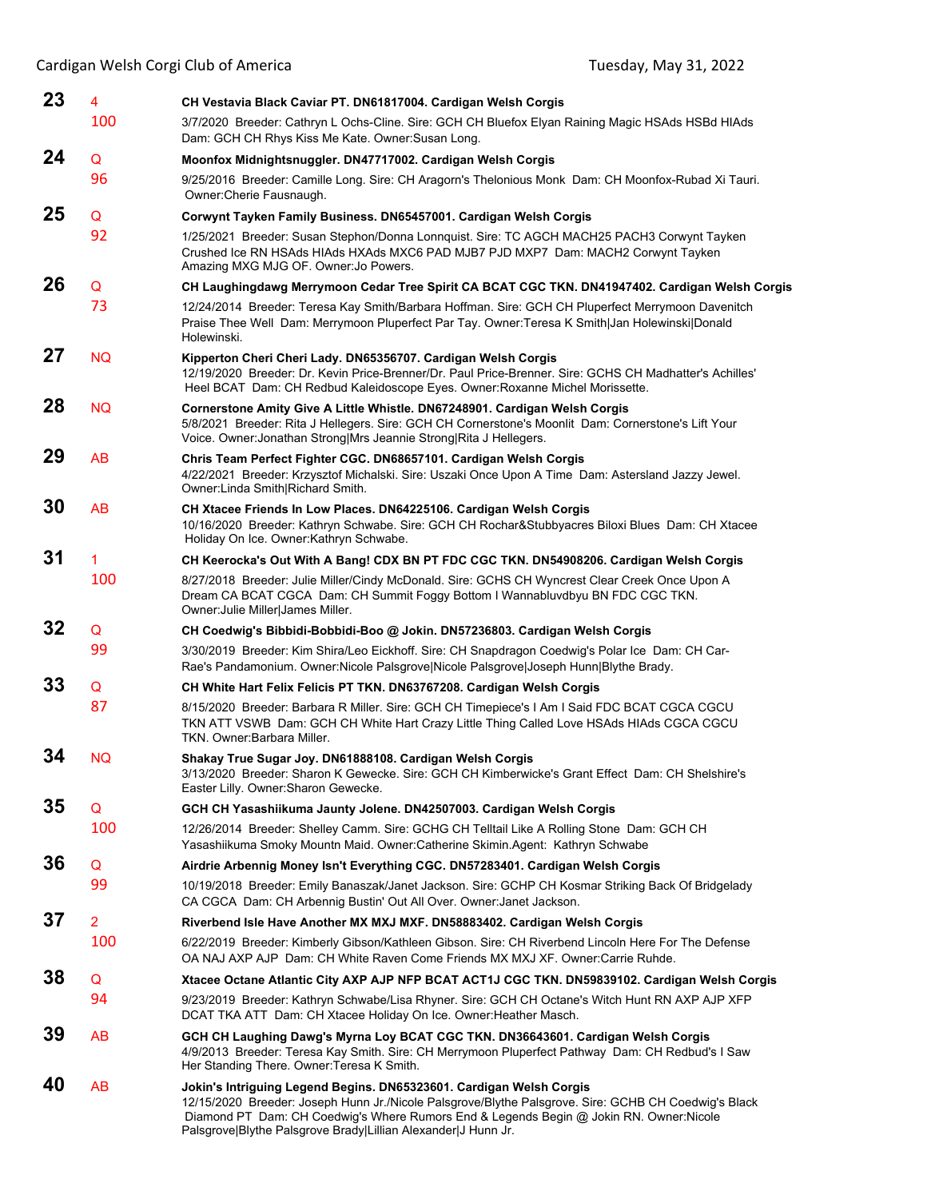**23** 4
100

**CH Vestavia Black Caviar PT. DN61817004. Cardigan Welsh Corgis**
3/7/2020 Breeder: Cathryn L Ochs-Cline. Sire: GCH CH Bluefox Elyan Raining Magic HSAds HSBd HIAds Dam: GCH CH Rhys Kiss Me Kate. Owner:Susan Long.

**24** Q
96

**Moonfox Midnightsnuggler. DN47717002. Cardigan Welsh Corgis**
9/25/2016 Breeder: Camille Long. Sire: CH Aragorn's Thelonious Monk Dam: CH Moonfox-Rubad Xi Tauri. Owner:Cherie Fausnaugh.

**25** Q
92

**Corwynt Tayken Family Business. DN65457001. Cardigan Welsh Corgis**
1/25/2021 Breeder: Susan Stephon/Donna Lonnquist. Sire: TC AGCH MACH25 PACH3 Corwynt Tayken Crushed Ice RN HSAds HIAds HXAds MXC6 PAD MJB7 PJD MXP7 Dam: MACH2 Corwynt Tayken Amazing MXG MJG OF. Owner:Jo Powers.

**26** Q
73

**CH Laughingdawg Merrymoon Cedar Tree Spirit CA BCAT CGC TKN. DN41947402. Cardigan Welsh Corgis**
12/24/2014 Breeder: Teresa Kay Smith/Barbara Hoffman. Sire: GCH CH Pluperfect Merrymoon Davenitch Praise Thee Well Dam: Merrymoon Pluperfect Par Tay. Owner:Teresa K Smith|Jan Holewinski|Donald Holewinski.

**27** NQ

**Kipperton Cheri Cheri Lady. DN65356707. Cardigan Welsh Corgis**
12/19/2020 Breeder: Dr. Kevin Price-Brenner/Dr. Paul Price-Brenner. Sire: GCHS CH Madhatter's Achilles' Heel BCAT Dam: CH Redbud Kaleidoscope Eyes. Owner:Roxanne Michel Morissette.

**28** NQ

**Cornerstone Amity Give A Little Whistle. DN67248901. Cardigan Welsh Corgis**
5/8/2021 Breeder: Rita J Hellegers. Sire: GCH CH Cornerstone's Moonlit Dam: Cornerstone's Lift Your Voice. Owner:Jonathan Strong|Mrs Jeannie Strong|Rita J Hellegers.

**29** AB

**Chris Team Perfect Fighter CGC. DN68657101. Cardigan Welsh Corgis**
4/22/2021 Breeder: Krzysztof Michalski. Sire: Uszaki Once Upon A Time Dam: Astersland Jazzy Jewel. Owner:Linda Smith|Richard Smith.

**30** AB

**CH Xtacee Friends In Low Places. DN64225106. Cardigan Welsh Corgis**
10/16/2020 Breeder: Kathryn Schwabe. Sire: GCH CH Rochar&Stubbyacres Biloxi Blues Dam: CH Xtacee Holiday On Ice. Owner:Kathryn Schwabe.

**31** 1
100

**CH Keerocka's Out With A Bang! CDX BN PT FDC CGC TKN. DN54908206. Cardigan Welsh Corgis**
8/27/2018 Breeder: Julie Miller/Cindy McDonald. Sire: GCHS CH Wyncrest Clear Creek Once Upon A Dream CA BCAT CGCA Dam: CH Summit Foggy Bottom I Wannabluvdbyu BN FDC CGC TKN. Owner:Julie Miller|James Miller.

**32** Q
99

**CH Coedwig's Bibbidi-Bobbidi-Boo @ Jokin. DN57236803. Cardigan Welsh Corgis**
3/30/2019 Breeder: Kim Shira/Leo Eickhoff. Sire: CH Snapdragon Coedwig's Polar Ice Dam: CH Car-Rae's Pandamonium. Owner:Nicole Palsgrove|Nicole Palsgrove|Joseph Hunn|Blythe Brady.

**33** Q
87

**CH White Hart Felix Felicis PT TKN. DN63767208. Cardigan Welsh Corgis**
8/15/2020 Breeder: Barbara R Miller. Sire: GCH CH Timepiece's I Am I Said FDC BCAT CGCA CGCU TKN ATT VSWB Dam: GCH CH White Hart Crazy Little Thing Called Love HSAds HIAds CGCA CGCU TKN. Owner:Barbara Miller.

**34** NQ

**Shakay True Sugar Joy. DN61888108. Cardigan Welsh Corgis**
3/13/2020 Breeder: Sharon K Gewecke. Sire: GCH CH Kimberwicke's Grant Effect Dam: CH Shelshire's Easter Lilly. Owner:Sharon Gewecke.

**35** Q
100

**GCH CH Yasashiikuma Jaunty Jolene. DN42507003. Cardigan Welsh Corgis**
12/26/2014 Breeder: Shelley Camm. Sire: GCHG CH Telltail Like A Rolling Stone Dam: GCH CH Yasashiikuma Smoky Mountn Maid. Owner:Catherine Skimin.Agent: Kathryn Schwabe

**36** Q
99

**Airdrie Arbennig Money Isn't Everything CGC. DN57283401. Cardigan Welsh Corgis**
10/19/2018 Breeder: Emily Banaszak/Janet Jackson. Sire: GCHP CH Kosmar Striking Back Of Bridgelady CA CGCA Dam: CH Arbennig Bustin' Out All Over. Owner:Janet Jackson.

**37** 2
100

**Riverbend Isle Have Another MX MXJ MXF. DN58883402. Cardigan Welsh Corgis**
6/22/2019 Breeder: Kimberly Gibson/Kathleen Gibson. Sire: CH Riverbend Lincoln Here For The Defense OA NAJ AXP AJP Dam: CH White Raven Come Friends MX MXJ XF. Owner:Carrie Ruhde.

**38** Q
94

**Xtacee Octane Atlantic City AXP AJP NFP BCAT ACT1J CGC TKN. DN59839102. Cardigan Welsh Corgis**
9/23/2019 Breeder: Kathryn Schwabe/Lisa Rhyner. Sire: GCH CH Octane's Witch Hunt RN AXP AJP XFP DCAT TKA ATT Dam: CH Xtacee Holiday On Ice. Owner:Heather Masch.

**39** AB

**GCH CH Laughing Dawg's Myrna Loy BCAT CGC TKN. DN36643601. Cardigan Welsh Corgis**
4/9/2013 Breeder: Teresa Kay Smith. Sire: CH Merrymoon Pluperfect Pathway Dam: CH Redbud's I Saw Her Standing There. Owner:Teresa K Smith.

**40** AB

**Jokin's Intriguing Legend Begins. DN65323601. Cardigan Welsh Corgis**
12/15/2020 Breeder: Joseph Hunn Jr./Nicole Palsgrove/Blythe Palsgrove. Sire: GCHB CH Coedwig's Black Diamond PT Dam: CH Coedwig's Where Rumors End & Legends Begin @ Jokin RN. Owner:Nicole Palsgrove|Blythe Palsgrove Brady|Lillian Alexander|J Hunn Jr.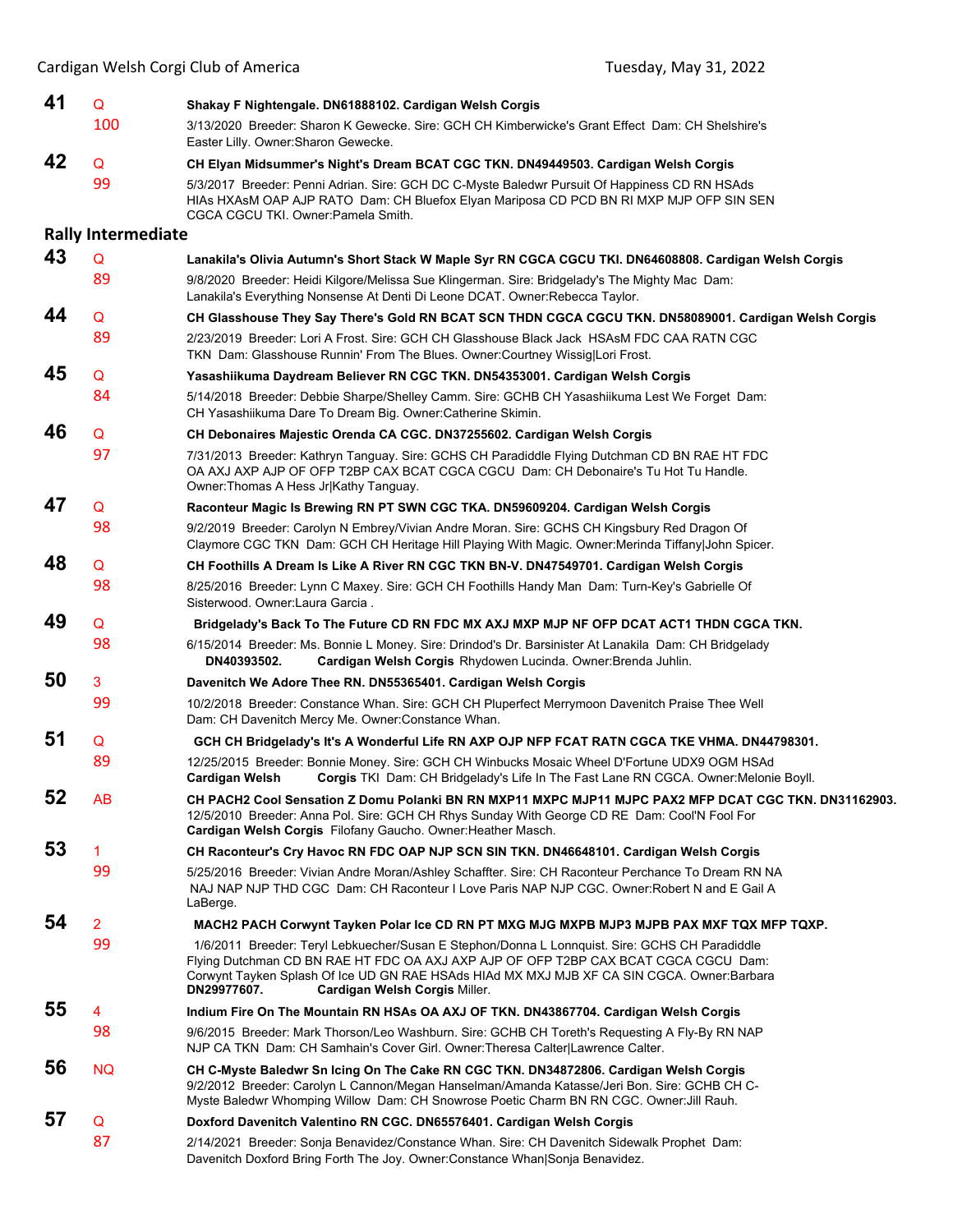**41** Q 100

**Shakay F Nightengale. DN61888102. Cardigan Welsh Corgis**

3/13/2020 Breeder: Sharon K Gewecke. Sire: GCH CH Kimberwicke's Grant Effect Dam: CH Shelshire's Easter Lilly. Owner:Sharon Gewecke.

**42** Q 99

**CH Elyan Midsummer's Night's Dream BCAT CGC TKN. DN49449503. Cardigan Welsh Corgis**

5/3/2017 Breeder: Penni Adrian. Sire: GCH DC C-Myste Baledwr Pursuit Of Happiness CD RN HSAds HIAs HXAsM OAP AJP RATO Dam: CH Bluefox Elyan Mariposa CD PCD BN RI MXP MJP OFP SIN SEN CGCA CGCU TKI. Owner:Pamela Smith.

## Rally Intermediate

**43** Q 89

**Lanakila's Olivia Autumn's Short Stack W Maple Syr RN CGCA CGCU TKI. DN64608808. Cardigan Welsh Corgis**

9/8/2020 Breeder: Heidi Kilgore/Melissa Sue Klingerman. Sire: Bridgelady's The Mighty Mac Dam: Lanakila's Everything Nonsense At Denti Di Leone DCAT. Owner:Rebecca Taylor.

**44** Q 89

**CH Glasshouse They Say There's Gold RN BCAT SCN THDN CGCA CGCU TKN. DN58089001. Cardigan Welsh Corgis**

2/23/2019 Breeder: Lori A Frost. Sire: GCH CH Glasshouse Black Jack HSAsM FDC CAA RATN CGC TKN Dam: Glasshouse Runnin' From The Blues. Owner:Courtney Wissig|Lori Frost.

**45** Q 84

**Yasashiikuma Daydream Believer RN CGC TKN. DN54353001. Cardigan Welsh Corgis**

5/14/2018 Breeder: Debbie Sharpe/Shelley Camm. Sire: GCHB CH Yasashiikuma Lest We Forget Dam: CH Yasashiikuma Dare To Dream Big. Owner:Catherine Skimin.

**46** Q 97

**CH Debonaires Majestic Orenda CA CGC. DN37255602. Cardigan Welsh Corgis**

7/31/2013 Breeder: Kathryn Tanguay. Sire: GCHS CH Paradiddle Flying Dutchman CD BN RAE HT FDC OA AXJ AXP AJP OF OFP T2BP CAX BCAT CGCA CGCU Dam: CH Debonaire's Tu Hot Tu Handle. Owner:Thomas A Hess Jr|Kathy Tanguay.

**47** Q 98

**Raconteur Magic Is Brewing RN PT SWN CGC TKA. DN59609204. Cardigan Welsh Corgis**

9/2/2019 Breeder: Carolyn N Embrey/Vivian Andre Moran. Sire: GCHS CH Kingsbury Red Dragon Of Claymore CGC TKN Dam: GCH CH Heritage Hill Playing With Magic. Owner:Merinda Tiffany|John Spicer.

**48** Q 98

**CH Foothills A Dream Is Like A River RN CGC TKN BN-V. DN47549701. Cardigan Welsh Corgis**

8/25/2016 Breeder: Lynn C Maxey. Sire: GCH CH Foothills Handy Man Dam: Turn-Key's Gabrielle Of Sisterwood. Owner:Laura Garcia .

**49** Q 98

**Bridgelady's Back To The Future CD RN FDC MX AXJ MXP MJP NF OFP DCAT ACT1 THDN CGCA TKN. DN40393502. Cardigan Welsh Corgis**

6/15/2014 Breeder: Ms. Bonnie L Money. Sire: Drindod's Dr. Barsinister At Lanakila Dam: CH Bridgelady Rhydowen Lucinda. Owner:Brenda Juhlin.

**50** 3 99

**Davenitch We Adore Thee RN. DN55365401. Cardigan Welsh Corgis**

10/2/2018 Breeder: Constance Whan. Sire: GCH CH Pluperfect Merrymoon Davenitch Praise Thee Well Dam: CH Davenitch Mercy Me. Owner:Constance Whan.

**51** Q 89

**GCH CH Bridgelady's It's A Wonderful Life RN AXP OJP NFP FCAT RATN CGCA TKE VHMA. DN44798301. Cardigan Welsh Corgis**

12/25/2015 Breeder: Bonnie Money. Sire: GCH CH Winbucks Mosaic Wheel D'Fortune UDX9 OGM HSAd TKI Dam: CH Bridgelady's Life In The Fast Lane RN CGCA. Owner:Melonie Boyll.

**52** AB

**CH PACH2 Cool Sensation Z Domu Polanki BN RN MXP11 MXPC MJP11 MJPC PAX2 MFP DCAT CGC TKN. DN31162903. Cardigan Welsh Corgis**

12/5/2010 Breeder: Anna Pol. Sire: GCH CH Rhys Sunday With George CD RE Dam: Cool'N Fool For Filofany Gaucho. Owner:Heather Masch.

**53** 1 99

**CH Raconteur's Cry Havoc RN FDC OAP NJP SCN SIN TKN. DN46648101. Cardigan Welsh Corgis**

5/25/2016 Breeder: Vivian Andre Moran/Ashley Schaffter. Sire: CH Raconteur Perchance To Dream RN NA NAJ NAP NJP THD CGC Dam: CH Raconteur I Love Paris NAP NJP CGC. Owner:Robert N and E Gail A LaBerge.

**54** 2 99

**MACH2 PACH Corwynt Tayken Polar Ice CD RN PT MXG MJG MXPB MJP3 MJPB PAX MXF TQX MFP TQXP. DN29977607. Cardigan Welsh Corgis**

1/6/2011 Breeder: Teryl Lebkuecher/Susan E Stephon/Donna L Lonnquist. Sire: GCHS CH Paradiddle Flying Dutchman CD BN RAE HT FDC OA AXJ AXP AJP OF OFP T2BP CAX BCAT CGCA CGCU Dam: Corwynt Tayken Splash Of Ice UD GN RAE HSAds HIAd MX MXJ MJB XF CA SIN CGCA. Owner:Barbara Miller.

**55** 4 98

**Indium Fire On The Mountain RN HSAs OA AXJ OF TKN. DN43867704. Cardigan Welsh Corgis**

9/6/2015 Breeder: Mark Thorson/Leo Washburn. Sire: GCHB CH Toreth's Requesting A Fly-By RN NAP NJP CA TKN Dam: CH Samhain's Cover Girl. Owner:Theresa Calter|Lawrence Calter.

**56** NQ

**CH C-Myste Baledwr Sn Icing On The Cake RN CGC TKN. DN34872806. Cardigan Welsh Corgis**

9/2/2012 Breeder: Carolyn L Cannon/Megan Hanselman/Amanda Katasse/Jeri Bon. Sire: GCHB CH C-Myste Baledwr Whomping Willow Dam: CH Snowrose Poetic Charm BN RN CGC. Owner:Jill Rauh.

**57** Q 87

**Doxford Davenitch Valentino RN CGC. DN65576401. Cardigan Welsh Corgis**

2/14/2021 Breeder: Sonja Benavidez/Constance Whan. Sire: CH Davenitch Sidewalk Prophet Dam: Davenitch Doxford Bring Forth The Joy. Owner:Constance Whan|Sonja Benavidez.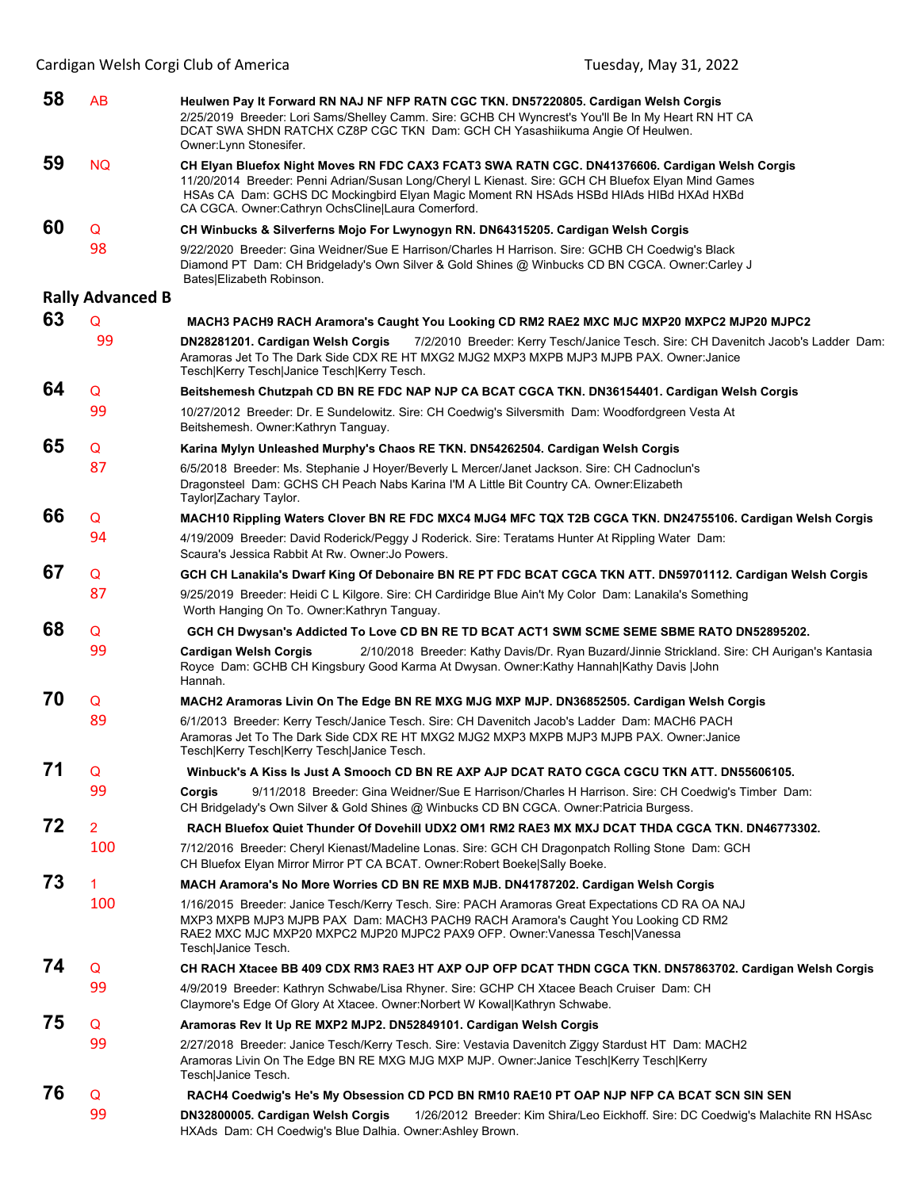**58** AB **Heulwen Pay It Forward RN NAJ NF NFP RATN CGC TKN. DN57220805. Cardigan Welsh Corgis**
2/25/2019 Breeder: Lori Sams/Shelley Camm. Sire: GCHB CH Wyncrest's You'll Be In My Heart RN HT CA DCAT SWA SHDN RATCHX CZ8P CGC TKN Dam: GCH CH Yasashiikuma Angie Of Heulwen. Owner:Lynn Stonesifer.

**59** NQ **CH Elyan Bluefox Night Moves RN FDC CAX3 FCAT3 SWA RATN CGC. DN41376606. Cardigan Welsh Corgis**
11/20/2014 Breeder: Penni Adrian/Susan Long/Cheryl L Kienast. Sire: GCH CH Bluefox Elyan Mind Games HSAs CA Dam: GCHS DC Mockingbird Elyan Magic Moment RN HSAds HSBd HIAds HIBd HXAd HXBd CA CGCA. Owner:Cathryn OchsCline|Laura Comerford.

**60** Q 98 **CH Winbucks & Silverferns Mojo For Lwynogyn RN. DN64315205. Cardigan Welsh Corgis**
9/22/2020 Breeder: Gina Weidner/Sue E Harrison/Charles H Harrison. Sire: GCHB CH Coedwig's Black Diamond PT Dam: CH Bridgelady's Own Silver & Gold Shines @ Winbucks CD BN CGCA. Owner:Carley J Bates|Elizabeth Robinson.

## Rally Advanced B

**63** Q 99 **MACH3 PACH9 RACH Aramora's Caught You Looking CD RM2 RAE2 MXC MJC MXP20 MXPC2 MJP20 MJPC2 DN28281201. Cardigan Welsh Corgis**
7/2/2010 Breeder: Kerry Tesch/Janice Tesch. Sire: CH Davenitch Jacob's Ladder Dam: Aramoras Jet To The Dark Side CDX RE HT MXG2 MJG2 MXP3 MXPB MJP3 MJPB PAX. Owner:Janice Tesch|Kerry Tesch|Janice Tesch|Kerry Tesch.

**64** Q 99 **Beitshemesh Chutzpah CD BN RE FDC NAP NJP CA BCAT CGCA TKN. DN36154401. Cardigan Welsh Corgis**
10/27/2012 Breeder: Dr. E Sundelowitz. Sire: CH Coedwig's Silversmith Dam: Woodfordgreen Vesta At Beitshemesh. Owner:Kathryn Tanguay.

**65** Q 87 **Karina Mylyn Unleashed Murphy's Chaos RE TKN. DN54262504. Cardigan Welsh Corgis**
6/5/2018 Breeder: Ms. Stephanie J Hoyer/Beverly L Mercer/Janet Jackson. Sire: CH Cadnoclun's Dragonsteel Dam: GCHS CH Peach Nabs Karina I'M A Little Bit Country CA. Owner:Elizabeth Taylor|Zachary Taylor.

**66** Q 94 **MACH10 Rippling Waters Clover BN RE FDC MXC4 MJG4 MFC TQX T2B CGCA TKN. DN24755106. Cardigan Welsh Corgis**
4/19/2009 Breeder: David Roderick/Peggy J Roderick. Sire: Teratams Hunter At Rippling Water Dam: Scaura's Jessica Rabbit At Rw. Owner:Jo Powers.

**67** Q 87 **GCH CH Lanakila's Dwarf King Of Debonaire BN RE PT FDC BCAT CGCA TKN ATT. DN59701112. Cardigan Welsh Corgis**
9/25/2019 Breeder: Heidi C L Kilgore. Sire: CH Cardiridge Blue Ain't My Color Dam: Lanakila's Something Worth Hanging On To. Owner:Kathryn Tanguay.

**68** Q 99 **GCH CH Dwysan's Addicted To Love CD BN RE TD BCAT ACT1 SWM SCME SEME SBME RATO DN52895202. Cardigan Welsh Corgis**
2/10/2018 Breeder: Kathy Davis/Dr. Ryan Buzard/Jinnie Strickland. Sire: CH Aurigan's Kantasia Royce Dam: GCHB CH Kingsbury Good Karma At Dwysan. Owner:Kathy Hannah|Kathy Davis |John Hannah.

**70** Q 89 **MACH2 Aramoras Livin On The Edge BN RE MXG MJG MXP MJP. DN36852505. Cardigan Welsh Corgis**
6/1/2013 Breeder: Kerry Tesch/Janice Tesch. Sire: CH Davenitch Jacob's Ladder Dam: MACH6 PACH Aramoras Jet To The Dark Side CDX RE HT MXG2 MJG2 MXP3 MXPB MJP3 MJPB PAX. Owner:Janice Tesch|Kerry Tesch|Kerry Tesch|Janice Tesch.

**71** Q 99 **Winbuck's A Kiss Is Just A Smooch CD BN RE AXP AJP DCAT RATO CGCA CGCU TKN ATT. DN55606105. Corgis**
9/11/2018 Breeder: Gina Weidner/Sue E Harrison/Charles H Harrison. Sire: CH Coedwig's Timber Dam: CH Bridgelady's Own Silver & Gold Shines @ Winbucks CD BN CGCA. Owner:Patricia Burgess.

**72** 2 100 **RACH Bluefox Quiet Thunder Of Dovehill UDX2 OM1 RM2 RAE3 MX MXJ DCAT THDA CGCA TKN. DN46773302.**
7/12/2016 Breeder: Cheryl Kienast/Madeline Lonas. Sire: GCH CH Dragonpatch Rolling Stone Dam: GCH CH Bluefox Elyan Mirror Mirror PT CA BCAT. Owner:Robert Boeke|Sally Boeke.

**73** 1 100 **MACH Aramora's No More Worries CD BN RE MXB MJB. DN41787202. Cardigan Welsh Corgis**
1/16/2015 Breeder: Janice Tesch/Kerry Tesch. Sire: PACH Aramoras Great Expectations CD RA OA NAJ MXP3 MXPB MJP3 MJPB PAX Dam: MACH3 PACH9 RACH Aramora's Caught You Looking CD RM2 RAE2 MXC MJC MXP20 MXPC2 MJP20 MJPC2 PAX9 OFP. Owner:Vanessa Tesch|Vanessa Tesch|Janice Tesch.

**74** Q 99 **CH RACH Xtacee BB 409 CDX RM3 RAE3 HT AXP OJP OFP DCAT THDN CGCA TKN. DN57863702. Cardigan Welsh Corgis**
4/9/2019 Breeder: Kathryn Schwabe/Lisa Rhyner. Sire: GCHP CH Xtacee Beach Cruiser Dam: CH Claymore's Edge Of Glory At Xtacee. Owner:Norbert W Kowal|Kathryn Schwabe.

**75** Q 99 **Aramoras Rev It Up RE MXP2 MJP2. DN52849101. Cardigan Welsh Corgis**
2/27/2018 Breeder: Janice Tesch/Kerry Tesch. Sire: Vestavia Davenitch Ziggy Stardust HT Dam: MACH2 Aramoras Livin On The Edge BN RE MXG MJG MXP MJP. Owner:Janice Tesch|Kerry Tesch|Kerry Tesch|Janice Tesch.

**76** Q 99 **RACH4 Coedwig's He's My Obsession CD PCD BN RM10 RAE10 PT OAP NJP NFP CA BCAT SCN SIN SEN DN32800005. Cardigan Welsh Corgis**
1/26/2012 Breeder: Kim Shira/Leo Eickhoff. Sire: DC Coedwig's Malachite RN HSAsc HXAds Dam: CH Coedwig's Blue Dahlia. Owner:Ashley Brown.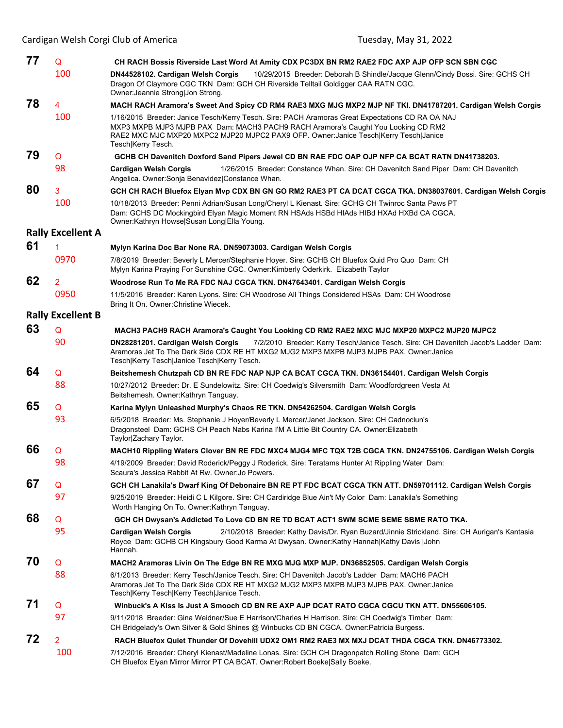**77** Q **CH RACH Bossis Riverside Last Word At Amity CDX PC3DX BN RM2 RAE2 FDC AXP AJP OFP SCN SBN CGC**
100 **DN44528102. Cardigan Welsh Corgis** 10/29/2015 Breeder: Deborah B Shindle/Jacque Glenn/Cindy Bossi. Sire: GCHS CH Dragon Of Claymore CGC TKN Dam: GCH CH Riverside Telltail Goldigger CAA RATN CGC. Owner:Jeannie Strong|Jon Strong.

**78** 4 **MACH RACH Aramora's Sweet And Spicy CD RM4 RAE3 MXG MJG MXP2 MJP NF TKI. DN41787201. Cardigan Welsh Corgis**
100 1/16/2015 Breeder: Janice Tesch/Kerry Tesch. Sire: PACH Aramoras Great Expectations CD RA OA NAJ MXP3 MXPB MJP3 MJPB PAX Dam: MACH3 PACH9 RACH Aramora's Caught You Looking CD RM2 RAE2 MXC MJC MXP20 MXPC2 MJP20 MJPC2 PAX9 OFP. Owner:Janice Tesch|Kerry Tesch|Janice Tesch|Kerry Tesch.

**79** Q **GCHB CH Davenitch Doxford Sand Pipers Jewel CD BN RAE FDC OAP OJP NFP CA BCAT RATN DN41738203.**
98 **Cardigan Welsh Corgis** 1/26/2015 Breeder: Constance Whan. Sire: CH Davenitch Sand Piper Dam: CH Davenitch Angelica. Owner:Sonja Benavidez|Constance Whan.

**80** 3 **GCH CH RACH Bluefox Elyan Mvp CDX BN GN GO RM2 RAE3 PT CA DCAT CGCA TKA. DN38037601. Cardigan Welsh Corgis**
100 10/18/2013 Breeder: Penni Adrian/Susan Long/Cheryl L Kienast. Sire: GCHG CH Twinroc Santa Paws PT Dam: GCHS DC Mockingbird Elyan Magic Moment RN HSAds HSBd HIAds HIBd HXAd HXBd CA CGCA. Owner:Kathryn Howse|Susan Long|Ella Young.

## Rally Excellent A

**61** 1 **Mylyn Karina Doc Bar None RA. DN59073003. Cardigan Welsh Corgis**
0970 7/8/2019 Breeder: Beverly L Mercer/Stephanie Hoyer. Sire: GCHB CH Bluefox Quid Pro Quo Dam: CH Mylyn Karina Praying For Sunshine CGC. Owner:Kimberly Oderkirk. Elizabeth Taylor

**62** 2 **Woodrose Run To Me RA FDC NAJ CGCA TKN. DN47643401. Cardigan Welsh Corgis**
0950 11/5/2016 Breeder: Karen Lyons. Sire: CH Woodrose All Things Considered HSAs Dam: CH Woodrose Bring It On. Owner:Christine Wiecek.

## Rally Excellent B

**63** Q **MACH3 PACH9 RACH Aramora's Caught You Looking CD RM2 RAE2 MXC MJC MXP20 MXPC2 MJP20 MJPC2**
90 **DN28281201. Cardigan Welsh Corgis** 7/2/2010 Breeder: Kerry Tesch/Janice Tesch. Sire: CH Davenitch Jacob's Ladder Dam: Aramoras Jet To The Dark Side CDX RE HT MXG2 MJG2 MXP3 MXPB MJP3 MJPB PAX. Owner:Janice Tesch|Kerry Tesch|Janice Tesch|Kerry Tesch.

**64** Q **Beitshemesh Chutzpah CD BN RE FDC NAP NJP CA BCAT CGCA TKN. DN36154401. Cardigan Welsh Corgis**
88 10/27/2012 Breeder: Dr. E Sundelowitz. Sire: CH Coedwig's Silversmith Dam: Woodfordgreen Vesta At Beitshemesh. Owner:Kathryn Tanguay.

**65** Q **Karina Mylyn Unleashed Murphy's Chaos RE TKN. DN54262504. Cardigan Welsh Corgis**
93 6/5/2018 Breeder: Ms. Stephanie J Hoyer/Beverly L Mercer/Janet Jackson. Sire: CH Cadnoclun's Dragonsteel Dam: GCHS CH Peach Nabs Karina I'M A Little Bit Country CA. Owner:Elizabeth Taylor|Zachary Taylor.

**66** Q **MACH10 Rippling Waters Clover BN RE FDC MXC4 MJG4 MFC TQX T2B CGCA TKN. DN24755106. Cardigan Welsh Corgis**
98 4/19/2009 Breeder: David Roderick/Peggy J Roderick. Sire: Teratams Hunter At Rippling Water Dam: Scaura's Jessica Rabbit At Rw. Owner:Jo Powers.

**67** Q **GCH CH Lanakila's Dwarf King Of Debonaire BN RE PT FDC BCAT CGCA TKN ATT. DN59701112. Cardigan Welsh Corgis**
97 9/25/2019 Breeder: Heidi C L Kilgore. Sire: CH Cardiridge Blue Ain't My Color Dam: Lanakila's Something Worth Hanging On To. Owner:Kathryn Tanguay.

**68** Q **GCH CH Dwysan's Addicted To Love CD BN RE TD BCAT ACT1 SWM SCME SEME SBME RATO TKA.**
95 **Cardigan Welsh Corgis** 2/10/2018 Breeder: Kathy Davis/Dr. Ryan Buzard/Jinnie Strickland. Sire: CH Aurigan's Kantasia Royce Dam: GCHB CH Kingsbury Good Karma At Dwysan. Owner:Kathy Hannah|Kathy Davis |John Hannah.

**70** Q **MACH2 Aramoras Livin On The Edge BN RE MXG MJG MXP MJP. DN36852505. Cardigan Welsh Corgis**
88 6/1/2013 Breeder: Kerry Tesch/Janice Tesch. Sire: CH Davenitch Jacob's Ladder Dam: MACH6 PACH Aramoras Jet To The Dark Side CDX RE HT MXG2 MJG2 MXP3 MXPB MJP3 MJPB PAX. Owner:Janice Tesch|Kerry Tesch|Kerry Tesch|Janice Tesch.

**71** Q **Winbuck's A Kiss Is Just A Smooch CD BN RE AXP AJP DCAT RATO CGCA CGCU TKN ATT. DN55606105.**
97 9/11/2018 Breeder: Gina Weidner/Sue E Harrison/Charles H Harrison. Sire: CH Coedwig's Timber Dam: CH Bridgelady's Own Silver & Gold Shines @ Winbucks CD BN CGCA. Owner:Patricia Burgess.

**72** 2 **RACH Bluefox Quiet Thunder Of Dovehill UDX2 OM1 RM2 RAE3 MX MXJ DCAT THDA CGCA TKN. DN46773302.**
100 7/12/2016 Breeder: Cheryl Kienast/Madeline Lonas. Sire: GCH CH Dragonpatch Rolling Stone Dam: GCH CH Bluefox Elyan Mirror Mirror PT CA BCAT. Owner:Robert Boeke|Sally Boeke.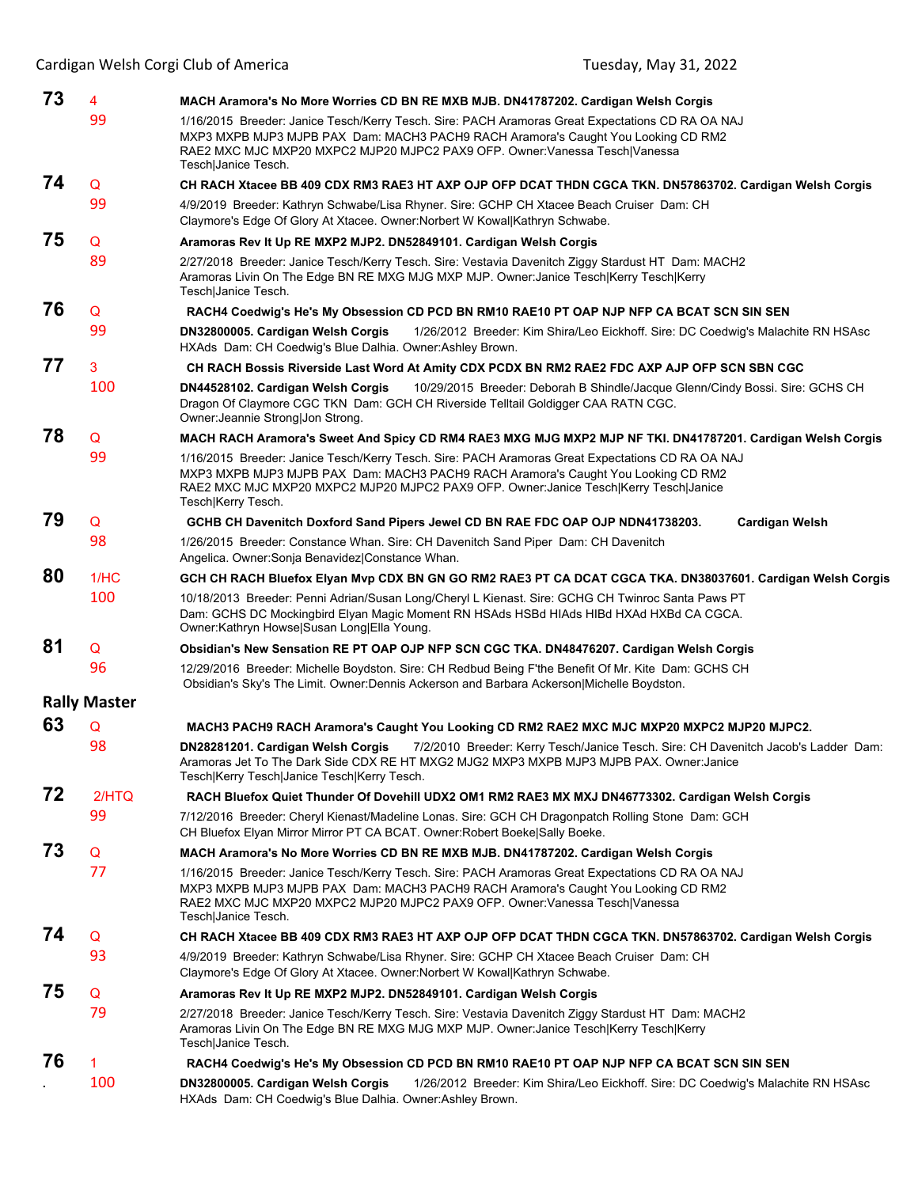**73** 4
99

**MACH Aramora's No More Worries CD BN RE MXB MJB. DN41787202. Cardigan Welsh Corgis**

1/16/2015 Breeder: Janice Tesch/Kerry Tesch. Sire: PACH Aramoras Great Expectations CD RA OA NAJ MXP3 MXPB MJP3 MJPB PAX Dam: MACH3 PACH9 RACH Aramora's Caught You Looking CD RM2 RAE2 MXC MJC MXP20 MXPC2 MJP20 MJPC2 PAX9 OFP. Owner:Vanessa Tesch|Vanessa Tesch|Janice Tesch.

**74** Q
99

**CH RACH Xtacee BB 409 CDX RM3 RAE3 HT AXP OJP OFP DCAT THDN CGCA TKN. DN57863702. Cardigan Welsh Corgis**

4/9/2019 Breeder: Kathryn Schwabe/Lisa Rhyner. Sire: GCHP CH Xtacee Beach Cruiser Dam: CH Claymore's Edge Of Glory At Xtacee. Owner:Norbert W Kowal|Kathryn Schwabe.

**75** Q
89

**Aramoras Rev It Up RE MXP2 MJP2. DN52849101. Cardigan Welsh Corgis**

2/27/2018 Breeder: Janice Tesch/Kerry Tesch. Sire: Vestavia Davenitch Ziggy Stardust HT Dam: MACH2 Aramoras Livin On The Edge BN RE MXG MJG MXP MJP. Owner:Janice Tesch|Kerry Tesch|Kerry Tesch|Janice Tesch.

**76** Q
99

**RACH4 Coedwig's He's My Obsession CD PCD BN RM10 RAE10 PT OAP NJP NFP CA BCAT SCN SIN SEN DN32800005. Cardigan Welsh Corgis**

1/26/2012 Breeder: Kim Shira/Leo Eickhoff. Sire: DC Coedwig's Malachite RN HSAsc HXAds Dam: CH Coedwig's Blue Dalhia. Owner:Ashley Brown.

**77** 3
100

**CH RACH Bossis Riverside Last Word At Amity CDX PCDX BN RM2 RAE2 FDC AXP AJP OFP SCN SBN CGC DN44528102. Cardigan Welsh Corgis**

10/29/2015 Breeder: Deborah B Shindle/Jacque Glenn/Cindy Bossi. Sire: GCHS CH Dragon Of Claymore CGC TKN Dam: GCH CH Riverside Telltail Goldigger CAA RATN CGC. Owner:Jeannie Strong|Jon Strong.

**78** Q
99

**MACH RACH Aramora's Sweet And Spicy CD RM4 RAE3 MXG MJG MXP2 MJP NF TKI. DN41787201. Cardigan Welsh Corgis**

1/16/2015 Breeder: Janice Tesch/Kerry Tesch. Sire: PACH Aramoras Great Expectations CD RA OA NAJ MXP3 MXPB MJP3 MJPB PAX Dam: MACH3 PACH9 RACH Aramora's Caught You Looking CD RM2 RAE2 MXC MJC MXP20 MXPC2 MJP20 MJPC2 PAX9 OFP. Owner:Janice Tesch|Kerry Tesch|Janice Tesch|Kerry Tesch.

**79** Q
98

**GCHB CH Davenitch Doxford Sand Pipers Jewel CD BN RAE FDC OAP OJP NDN41738203. Cardigan Welsh**

1/26/2015 Breeder: Constance Whan. Sire: CH Davenitch Sand Piper Dam: CH Davenitch Angelica. Owner:Sonja Benavidez|Constance Whan.

**80** 1/HC
100

**GCH CH RACH Bluefox Elyan Mvp CDX BN GN GO RM2 RAE3 PT CA DCAT CGCA TKA. DN38037601. Cardigan Welsh Corgis**

10/18/2013 Breeder: Penni Adrian/Susan Long/Cheryl L Kienast. Sire: GCHG CH Twinroc Santa Paws PT Dam: GCHS DC Mockingbird Elyan Magic Moment RN HSAds HSBd HIAds HIBd HXAd HXBd CA CGCA. Owner:Kathryn Howse|Susan Long|Ella Young.

**81** Q
96

**Obsidian's New Sensation RE PT OAP OJP NFP SCN CGC TKA. DN48476207. Cardigan Welsh Corgis**

12/29/2016 Breeder: Michelle Boydston. Sire: CH Redbud Being F'the Benefit Of Mr. Kite Dam: GCHS CH Obsidian's Sky's The Limit. Owner:Dennis Ackerson and Barbara Ackerson|Michelle Boydston.

## Rally Master

**63** Q
98

**MACH3 PACH9 RACH Aramora's Caught You Looking CD RM2 RAE2 MXC MJC MXP20 MXPC2 MJP20 MJPC2. DN28281201. Cardigan Welsh Corgis**

7/2/2010 Breeder: Kerry Tesch/Janice Tesch. Sire: CH Davenitch Jacob's Ladder Dam: Aramoras Jet To The Dark Side CDX RE HT MXG2 MJG2 MXP3 MXPB MJP3 MJPB PAX. Owner:Janice Tesch|Kerry Tesch|Janice Tesch|Kerry Tesch.

**72** 2/HTQ
99

**RACH Bluefox Quiet Thunder Of Dovehill UDX2 OM1 RM2 RAE3 MX MXJ DN46773302. Cardigan Welsh Corgis**

7/12/2016 Breeder: Cheryl Kienast/Madeline Lonas. Sire: GCH CH Dragonpatch Rolling Stone Dam: GCH CH Bluefox Elyan Mirror Mirror PT CA BCAT. Owner:Robert Boeke|Sally Boeke.

**73** Q
77

**MACH Aramora's No More Worries CD BN RE MXB MJB. DN41787202. Cardigan Welsh Corgis**

1/16/2015 Breeder: Janice Tesch/Kerry Tesch. Sire: PACH Aramoras Great Expectations CD RA OA NAJ MXP3 MXPB MJP3 MJPB PAX Dam: MACH3 PACH9 RACH Aramora's Caught You Looking CD RM2 RAE2 MXC MJC MXP20 MXPC2 MJP20 MJPC2 PAX9 OFP. Owner:Vanessa Tesch|Vanessa Tesch|Janice Tesch.

**74** Q
93

**CH RACH Xtacee BB 409 CDX RM3 RAE3 HT AXP OJP OFP DCAT THDN CGCA TKN. DN57863702. Cardigan Welsh Corgis**

4/9/2019 Breeder: Kathryn Schwabe/Lisa Rhyner. Sire: GCHP CH Xtacee Beach Cruiser Dam: CH Claymore's Edge Of Glory At Xtacee. Owner:Norbert W Kowal|Kathryn Schwabe.

**75** Q
79

**Aramoras Rev It Up RE MXP2 MJP2. DN52849101. Cardigan Welsh Corgis**

2/27/2018 Breeder: Janice Tesch/Kerry Tesch. Sire: Vestavia Davenitch Ziggy Stardust HT Dam: MACH2 Aramoras Livin On The Edge BN RE MXG MJG MXP MJP. Owner:Janice Tesch|Kerry Tesch|Kerry Tesch|Janice Tesch.

**76** 1
100

**RACH4 Coedwig's He's My Obsession CD PCD BN RM10 RAE10 PT OAP NJP NFP CA BCAT SCN SIN SEN DN32800005. Cardigan Welsh Corgis**

1/26/2012 Breeder: Kim Shira/Leo Eickhoff. Sire: DC Coedwig's Malachite RN HSAsc HXAds Dam: CH Coedwig's Blue Dalhia. Owner:Ashley Brown.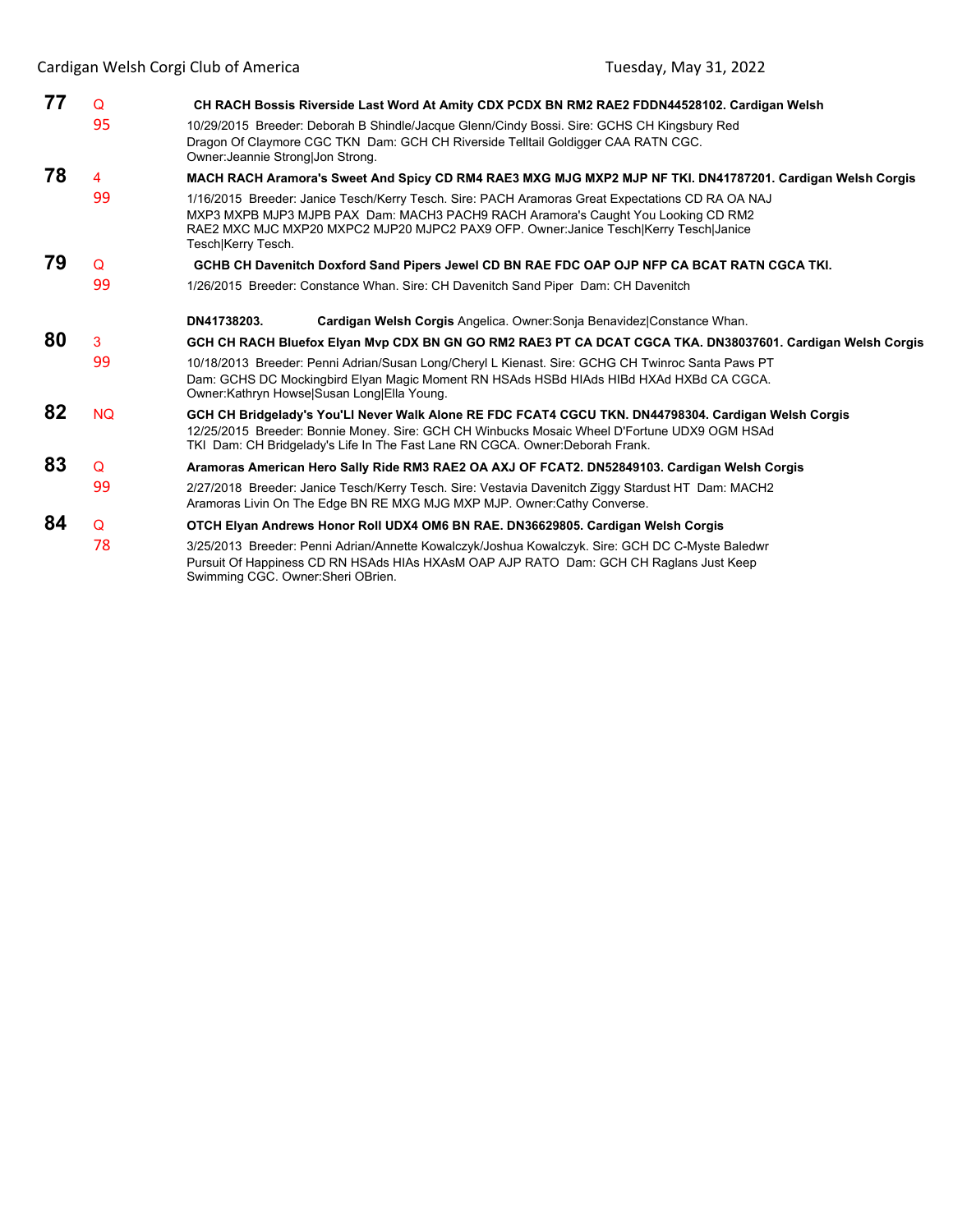**77** Q **CH RACH Bossis Riverside Last Word At Amity CDX PCDX BN RM2 RAE2 FDDN44528102. Cardigan Welsh**

95 10/29/2015 Breeder: Deborah B Shindle/Jacque Glenn/Cindy Bossi. Sire: GCHS CH Kingsbury Red Dragon Of Claymore CGC TKN Dam: GCH CH Riverside Telltail Goldigger CAA RATN CGC. Owner:Jeannie Strong|Jon Strong.

**78** 4 **MACH RACH Aramora's Sweet And Spicy CD RM4 RAE3 MXG MJG MXP2 MJP NF TKI. DN41787201. Cardigan Welsh Corgis**

99 1/16/2015 Breeder: Janice Tesch/Kerry Tesch. Sire: PACH Aramoras Great Expectations CD RA OA NAJ MXP3 MXPB MJP3 MJPB PAX Dam: MACH3 PACH9 RACH Aramora's Caught You Looking CD RM2 RAE2 MXC MJC MXP20 MXPC2 MJP20 MJPC2 PAX9 OFP. Owner:Janice Tesch|Kerry Tesch|Janice Tesch|Kerry Tesch.

**79** Q **GCHB CH Davenitch Doxford Sand Pipers Jewel CD BN RAE FDC OAP OJP NFP CA BCAT RATN CGCA TKI.**

99 1/26/2015 Breeder: Constance Whan. Sire: CH Davenitch Sand Piper Dam: CH Davenitch

**DN41738203.** **Cardigan Welsh Corgis** Angelica. Owner:Sonja Benavidez|Constance Whan.

**80** 3 **GCH CH RACH Bluefox Elyan Mvp CDX BN GN GO RM2 RAE3 PT CA DCAT CGCA TKA. DN38037601. Cardigan Welsh Corgis**

99 10/18/2013 Breeder: Penni Adrian/Susan Long/Cheryl L Kienast. Sire: GCHG CH Twinroc Santa Paws PT Dam: GCHS DC Mockingbird Elyan Magic Moment RN HSAds HSBd HIAds HIBd HXAd HXBd CA CGCA. Owner:Kathryn Howse|Susan Long|Ella Young.

**82** NQ **GCH CH Bridgelady's You'Ll Never Walk Alone RE FDC FCAT4 CGCU TKN. DN44798304. Cardigan Welsh Corgis**

12/25/2015 Breeder: Bonnie Money. Sire: GCH CH Winbucks Mosaic Wheel D'Fortune UDX9 OGM HSAd TKI Dam: CH Bridgelady's Life In The Fast Lane RN CGCA. Owner:Deborah Frank.

**83** Q **Aramoras American Hero Sally Ride RM3 RAE2 OA AXJ OF FCAT2. DN52849103. Cardigan Welsh Corgis**

99 2/27/2018 Breeder: Janice Tesch/Kerry Tesch. Sire: Vestavia Davenitch Ziggy Stardust HT Dam: MACH2 Aramoras Livin On The Edge BN RE MXG MJG MXP MJP. Owner:Cathy Converse.

**84** Q **OTCH Elyan Andrews Honor Roll UDX4 OM6 BN RAE. DN36629805. Cardigan Welsh Corgis**

78 3/25/2013 Breeder: Penni Adrian/Annette Kowalczyk/Joshua Kowalczyk. Sire: GCH DC C-Myste Baledwr Pursuit Of Happiness CD RN HSAds HIAs HXAsM OAP AJP RATO Dam: GCH CH Raglans Just Keep Swimming CGC. Owner:Sheri OBrien.